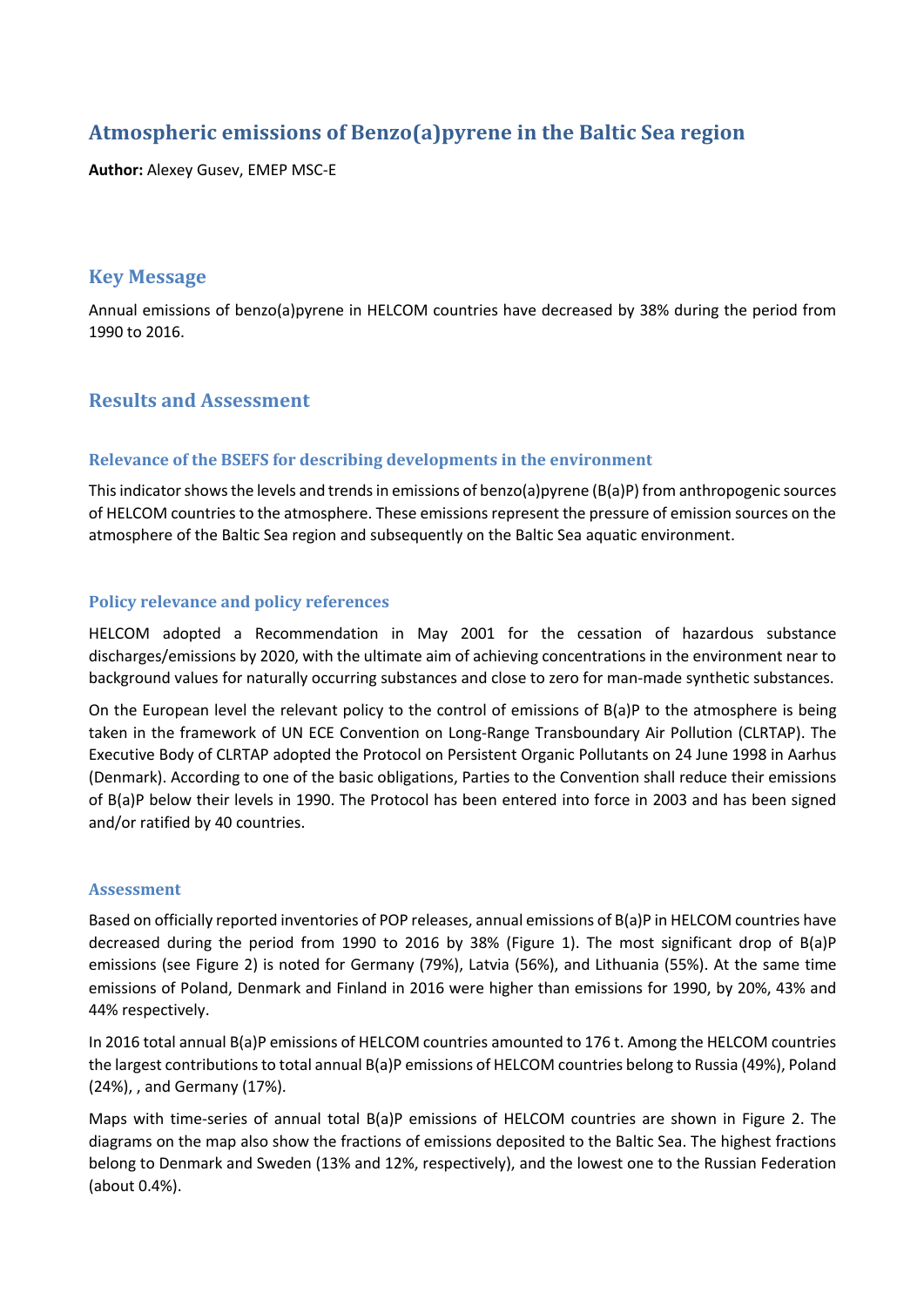# Atmospheric emissions of Benzo(a)pyrene in the Baltic Sea region

**Author:** Alexey Gusev, EMEP MSC-E

## Key Message

Annual emissions of benzo(a)pyrene in HELCOM countries have decreased by 38% during the period from 1990 to 2016.

## Results and Assessment

### Relevance of the BSEFS for describing developments in the environment

This indicator shows the levels and trends in emissions of benzo(a)pyrene (B(a)P) from anthropogenic sources of HELCOM countries to the atmosphere. These emissions represent the pressure of emission sources on the atmosphere of the Baltic Sea region and subsequently on the Baltic Sea aquatic environment.

### Policy relevance and policy references

HELCOM adopted a Recommendation in May 2001 for the cessation of hazardous substance discharges/emissions by 2020, with the ultimate aim of achieving concentrations in the environment near to background values for naturally occurring substances and close to zero for man-made synthetic substances.

On the European level the relevant policy to the control of emissions of B(a)P to the atmosphere is being taken in the framework of UN ECE Convention on Long-Range Transboundary Air Pollution (CLRTAP). The Executive Body of CLRTAP adopted the Protocol on Persistent Organic Pollutants on 24 June 1998 in Aarhus (Denmark). According to one of the basic obligations, Parties to the Convention shall reduce their emissions of B(a)P below their levels in 1990. The Protocol has been entered into force in 2003 and has been signed and/or ratified by 40 countries.

### Assessment

Based on officially reported inventories of POP releases, annual emissions of B(a)P in HELCOM countries have decreased during the period from 1990 to 2016 by 38% (Figure 1). The most significant drop of B(a)P emissions (see Figure 2) is noted for Germany (79%), Latvia (56%), and Lithuania (55%). At the same time emissions of Poland, Denmark and Finland in 2016 were higher than emissions for 1990, by 20%, 43% and 44% respectively.

In 2016 total annual B(a)P emissions of HELCOM countries amounted to 176 t. Among the HELCOM countries the largest contributions to total annual B(a)P emissions of HELCOM countries belong to Russia (49%), Poland (24%), , and Germany (17%).

Maps with time-series of annual total B(a)P emissions of HELCOM countries are shown in Figure 2. The diagrams on the map also show the fractions of emissions deposited to the Baltic Sea. The highest fractions belong to Denmark and Sweden (13% and 12%, respectively), and the lowest one to the Russian Federation (about 0.4%).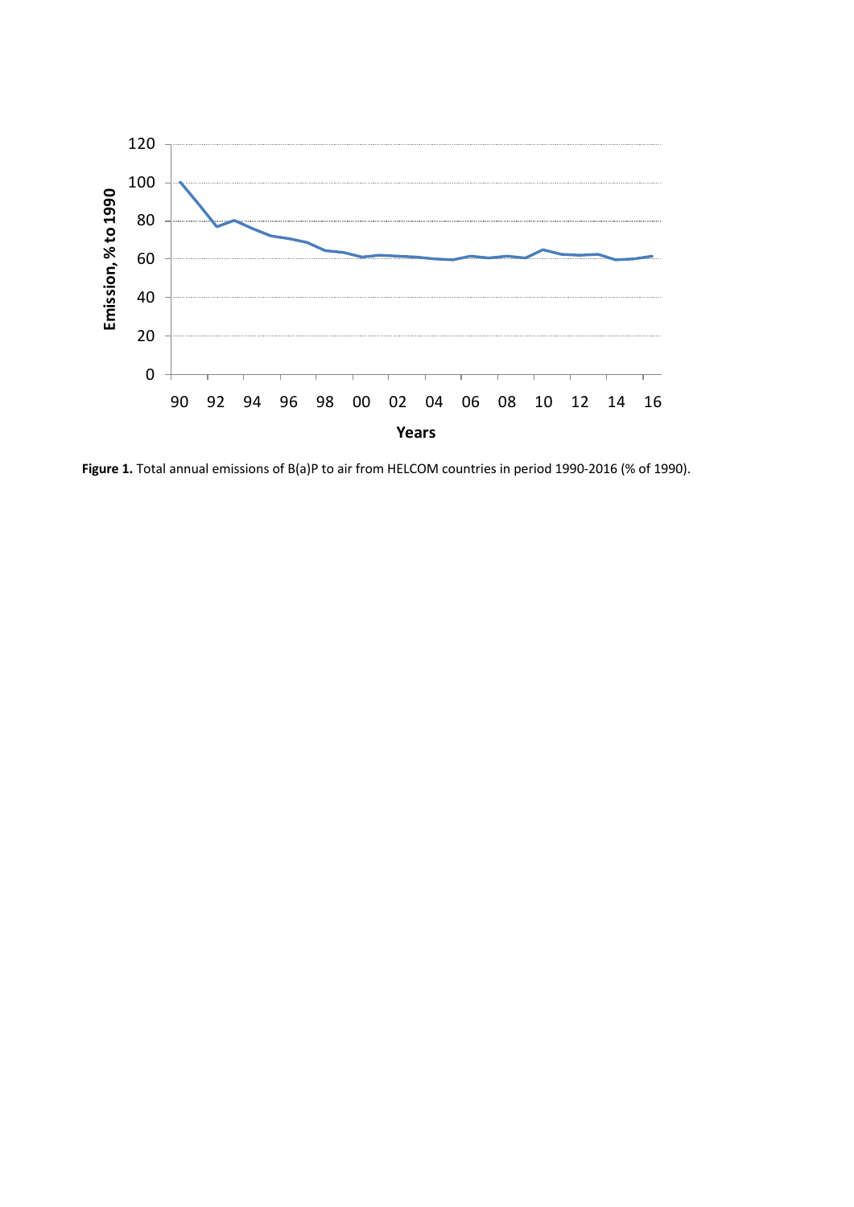**Figure 1.** Total annual emissions of B(a)P to air from HELCOM countries in period 1990-2016 (% of 1990).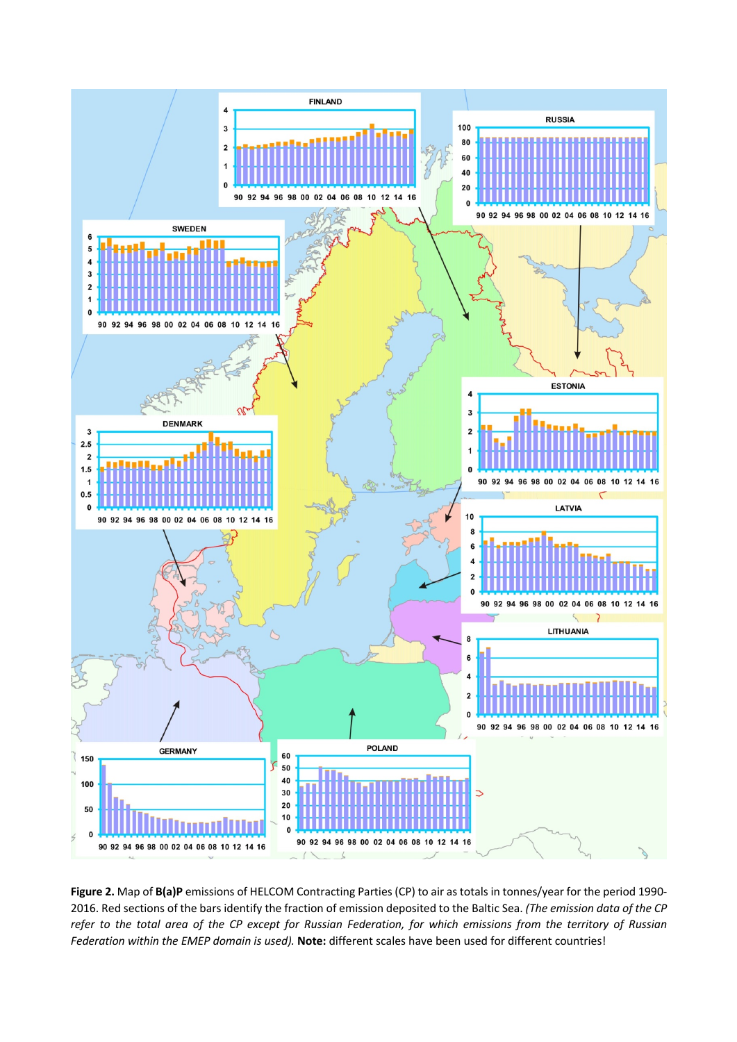**Figure 2.** Map of **B(a)P** emissions of HELCOM Contracting Parties (CP) to air as totals in tonnes/year for the period 1990-2016. Red sections of the bars identify the fraction of emission deposited to the Baltic Sea. *(The emission data of the CP refer to the total area of the CP except for Russian Federation, for which emissions from the territory of Russian Federation within the EMEP domain is used).* **Note:** different scales have been used for different countries!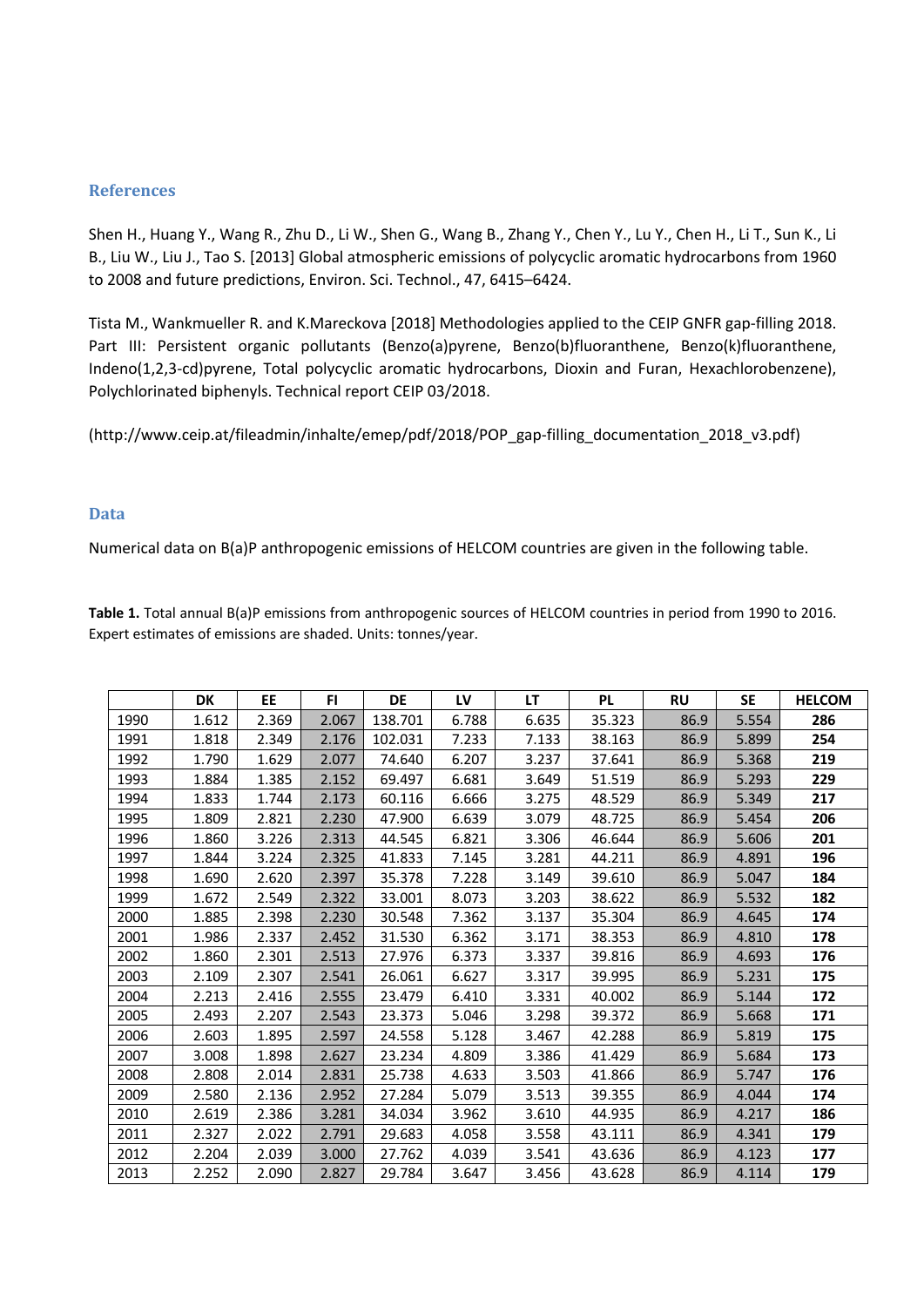## References

Shen H., Huang Y., Wang R., Zhu D., Li W., Shen G., Wang B., Zhang Y., Chen Y., Lu Y., Chen H., Li T., Sun K., Li B., Liu W., Liu J., Tao S. [2013] Global atmospheric emissions of polycyclic aromatic hydrocarbons from 1960 to 2008 and future predictions, Environ. Sci. Technol., 47, 6415–6424.

Tista M., Wankmueller R. and K.Mareckova [2018] Methodologies applied to the CEIP GNFR gap-filling 2018. Part III: Persistent organic pollutants (Benzo(a)pyrene, Benzo(b)fluoranthene, Benzo(k)fluoranthene, Indeno(1,2,3-cd)pyrene, Total polycyclic aromatic hydrocarbons, Dioxin and Furan, Hexachlorobenzene), Polychlorinated biphenyls. Technical report CEIP 03/2018.

(http://www.ceip.at/fileadmin/inhalte/emep/pdf/2018/POP_gap-filling_documentation_2018_v3.pdf)

## Data

Numerical data on B(a)P anthropogenic emissions of HELCOM countries are given in the following table.

**Table 1.** Total annual B(a)P emissions from anthropogenic sources of HELCOM countries in period from 1990 to 2016. Expert estimates of emissions are shaded. Units: tonnes/year.

| | DK | EE | FI | DE | LV | LT | PL | RU | SE | HELCOM |
|---|---|---|---|---|---|---|---|---|---|---|
| 1990 | 1.612 | 2.369 | 2.067 | 138.701 | 6.788 | 6.635 | 35.323 | 86.9 | 5.554 | **286** |
| 1991 | 1.818 | 2.349 | 2.176 | 102.031 | 7.233 | 7.133 | 38.163 | 86.9 | 5.899 | **254** |
| 1992 | 1.790 | 1.629 | 2.077 | 74.640 | 6.207 | 3.237 | 37.641 | 86.9 | 5.368 | **219** |
| 1993 | 1.884 | 1.385 | 2.152 | 69.497 | 6.681 | 3.649 | 51.519 | 86.9 | 5.293 | **229** |
| 1994 | 1.833 | 1.744 | 2.173 | 60.116 | 6.666 | 3.275 | 48.529 | 86.9 | 5.349 | **217** |
| 1995 | 1.809 | 2.821 | 2.230 | 47.900 | 6.639 | 3.079 | 48.725 | 86.9 | 5.454 | **206** |
| 1996 | 1.860 | 3.226 | 2.313 | 44.545 | 6.821 | 3.306 | 46.644 | 86.9 | 5.606 | **201** |
| 1997 | 1.844 | 3.224 | 2.325 | 41.833 | 7.145 | 3.281 | 44.211 | 86.9 | 4.891 | **196** |
| 1998 | 1.690 | 2.620 | 2.397 | 35.378 | 7.228 | 3.149 | 39.610 | 86.9 | 5.047 | **184** |
| 1999 | 1.672 | 2.549 | 2.322 | 33.001 | 8.073 | 3.203 | 38.622 | 86.9 | 5.532 | **182** |
| 2000 | 1.885 | 2.398 | 2.230 | 30.548 | 7.362 | 3.137 | 35.304 | 86.9 | 4.645 | **174** |
| 2001 | 1.986 | 2.337 | 2.452 | 31.530 | 6.362 | 3.171 | 38.353 | 86.9 | 4.810 | **178** |
| 2002 | 1.860 | 2.301 | 2.513 | 27.976 | 6.373 | 3.337 | 39.816 | 86.9 | 4.693 | **176** |
| 2003 | 2.109 | 2.307 | 2.541 | 26.061 | 6.627 | 3.317 | 39.995 | 86.9 | 5.231 | **175** |
| 2004 | 2.213 | 2.416 | 2.555 | 23.479 | 6.410 | 3.331 | 40.002 | 86.9 | 5.144 | **172** |
| 2005 | 2.493 | 2.207 | 2.543 | 23.373 | 5.046 | 3.298 | 39.372 | 86.9 | 5.668 | **171** |
| 2006 | 2.603 | 1.895 | 2.597 | 24.558 | 5.128 | 3.467 | 42.288 | 86.9 | 5.819 | **175** |
| 2007 | 3.008 | 1.898 | 2.627 | 23.234 | 4.809 | 3.386 | 41.429 | 86.9 | 5.684 | **173** |
| 2008 | 2.808 | 2.014 | 2.831 | 25.738 | 4.633 | 3.503 | 41.866 | 86.9 | 5.747 | **176** |
| 2009 | 2.580 | 2.136 | 2.952 | 27.284 | 5.079 | 3.513 | 39.355 | 86.9 | 4.044 | **174** |
| 2010 | 2.619 | 2.386 | 3.281 | 34.034 | 3.962 | 3.610 | 44.935 | 86.9 | 4.217 | **186** |
| 2011 | 2.327 | 2.022 | 2.791 | 29.683 | 4.058 | 3.558 | 43.111 | 86.9 | 4.341 | **179** |
| 2012 | 2.204 | 2.039 | 3.000 | 27.762 | 4.039 | 3.541 | 43.636 | 86.9 | 4.123 | **177** |
| 2013 | 2.252 | 2.090 | 2.827 | 29.784 | 3.647 | 3.456 | 43.628 | 86.9 | 4.114 | **179** |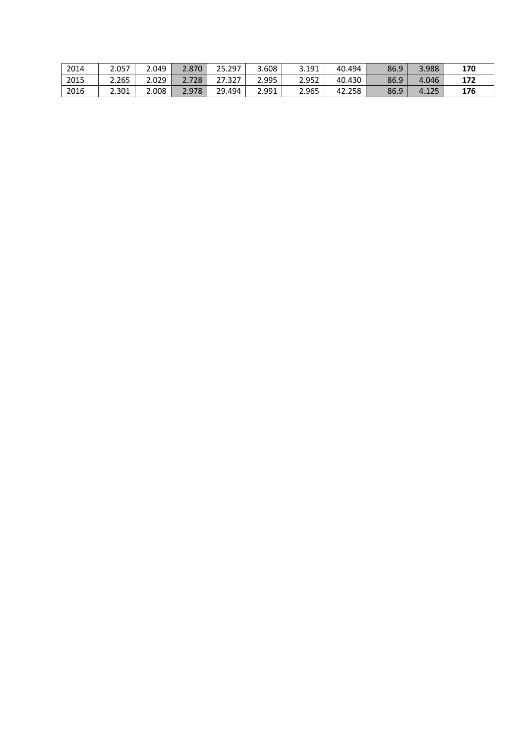| | | | | | | | | | | |
|---|---|---|---|---|---|---|---|---|---|---|
| 2014 | 2.057 | 2.049 | 2.870 | 25.297 | 3.608 | 3.191 | 40.494 | 86.9 | 3.988 | **170** |
| 2015 | 2.265 | 2.029 | 2.728 | 27.327 | 2.995 | 2.952 | 40.430 | 86.9 | 4.046 | **172** |
| 2016 | 2.301 | 2.008 | 2.978 | 29.494 | 2.991 | 2.965 | 42.258 | 86.9 | 4.125 | **176** |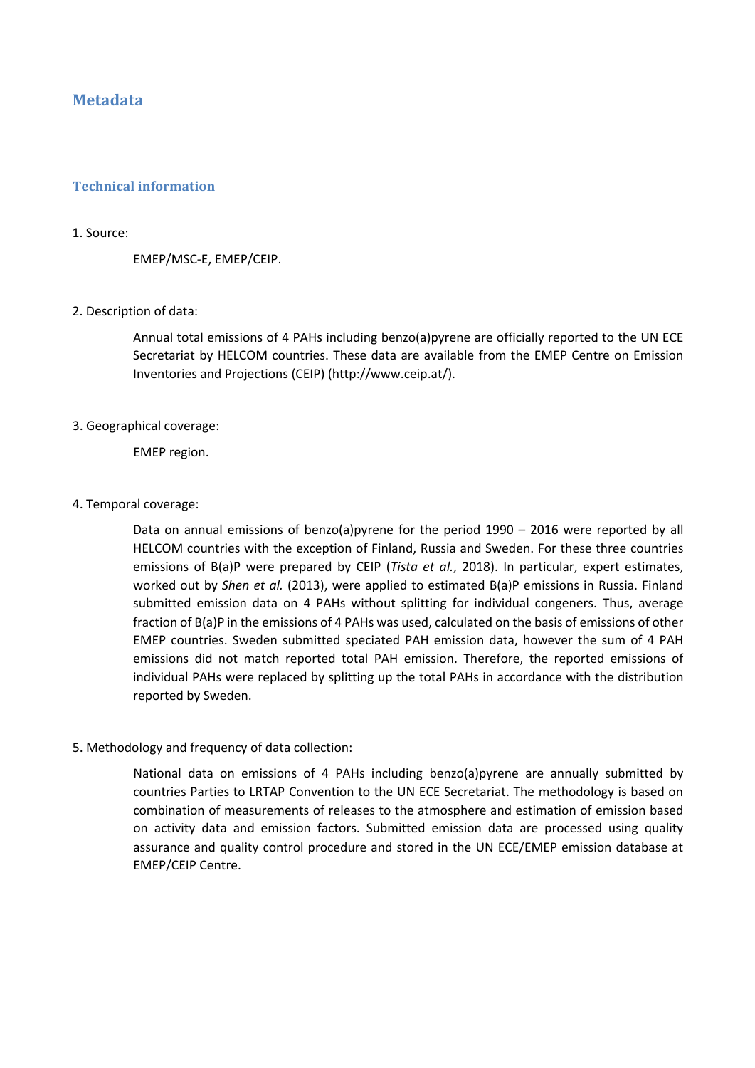## Metadata

### Technical information

1. Source:

EMEP/MSC-E, EMEP/CEIP.

2. Description of data:

Annual total emissions of 4 PAHs including benzo(a)pyrene are officially reported to the UN ECE Secretariat by HELCOM countries. These data are available from the EMEP Centre on Emission Inventories and Projections (CEIP) (http://www.ceip.at/).

3. Geographical coverage:

EMEP region.

4. Temporal coverage:

Data on annual emissions of benzo(a)pyrene for the period 1990 – 2016 were reported by all HELCOM countries with the exception of Finland, Russia and Sweden. For these three countries emissions of B(a)P were prepared by CEIP (*Tista et al.*, 2018). In particular, expert estimates, worked out by *Shen et al.* (2013), were applied to estimated B(a)P emissions in Russia. Finland submitted emission data on 4 PAHs without splitting for individual congeners. Thus, average fraction of B(a)P in the emissions of 4 PAHs was used, calculated on the basis of emissions of other EMEP countries. Sweden submitted speciated PAH emission data, however the sum of 4 PAH emissions did not match reported total PAH emission. Therefore, the reported emissions of individual PAHs were replaced by splitting up the total PAHs in accordance with the distribution reported by Sweden.

5. Methodology and frequency of data collection:

National data on emissions of 4 PAHs including benzo(a)pyrene are annually submitted by countries Parties to LRTAP Convention to the UN ECE Secretariat. The methodology is based on combination of measurements of releases to the atmosphere and estimation of emission based on activity data and emission factors. Submitted emission data are processed using quality assurance and quality control procedure and stored in the UN ECE/EMEP emission database at EMEP/CEIP Centre.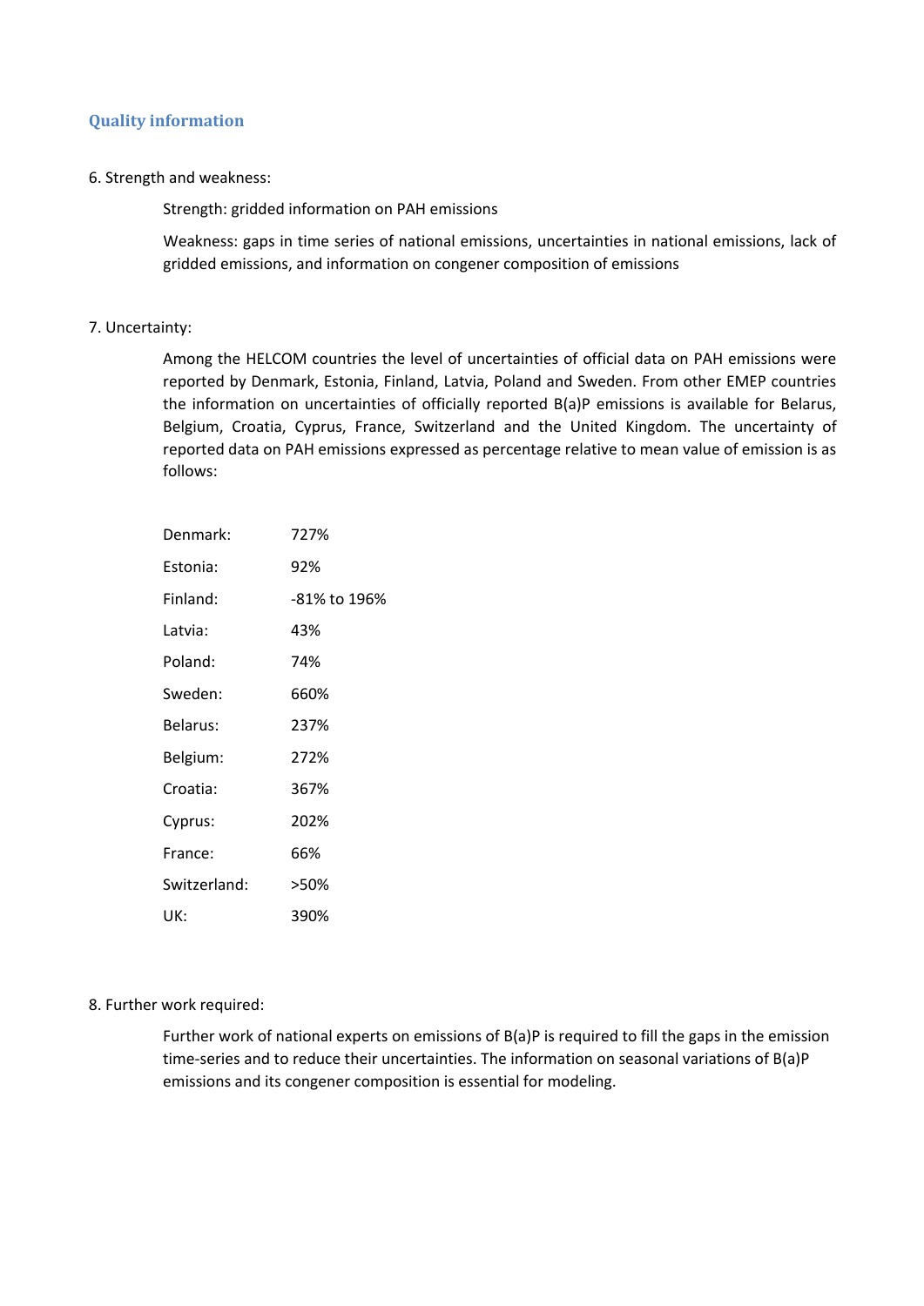## Quality information

6. Strength and weakness:

Strength: gridded information on PAH emissions

Weakness: gaps in time series of national emissions, uncertainties in national emissions, lack of gridded emissions, and information on congener composition of emissions

7. Uncertainty:

Among the HELCOM countries the level of uncertainties of official data on PAH emissions were reported by Denmark, Estonia, Finland, Latvia, Poland and Sweden. From other EMEP countries the information on uncertainties of officially reported B(a)P emissions is available for Belarus, Belgium, Croatia, Cyprus, France, Switzerland and the United Kingdom. The uncertainty of reported data on PAH emissions expressed as percentage relative to mean value of emission is as follows:

| | |
|---|---|
| Denmark: | 727% |
| Estonia: | 92% |
| Finland: | -81% to 196% |
| Latvia: | 43% |
| Poland: | 74% |
| Sweden: | 660% |
| Belarus: | 237% |
| Belgium: | 272% |
| Croatia: | 367% |
| Cyprus: | 202% |
| France: | 66% |
| Switzerland: | >50% |
| UK: | 390% |

8. Further work required:

Further work of national experts on emissions of B(a)P is required to fill the gaps in the emission time-series and to reduce their uncertainties. The information on seasonal variations of B(a)P emissions and its congener composition is essential for modeling.